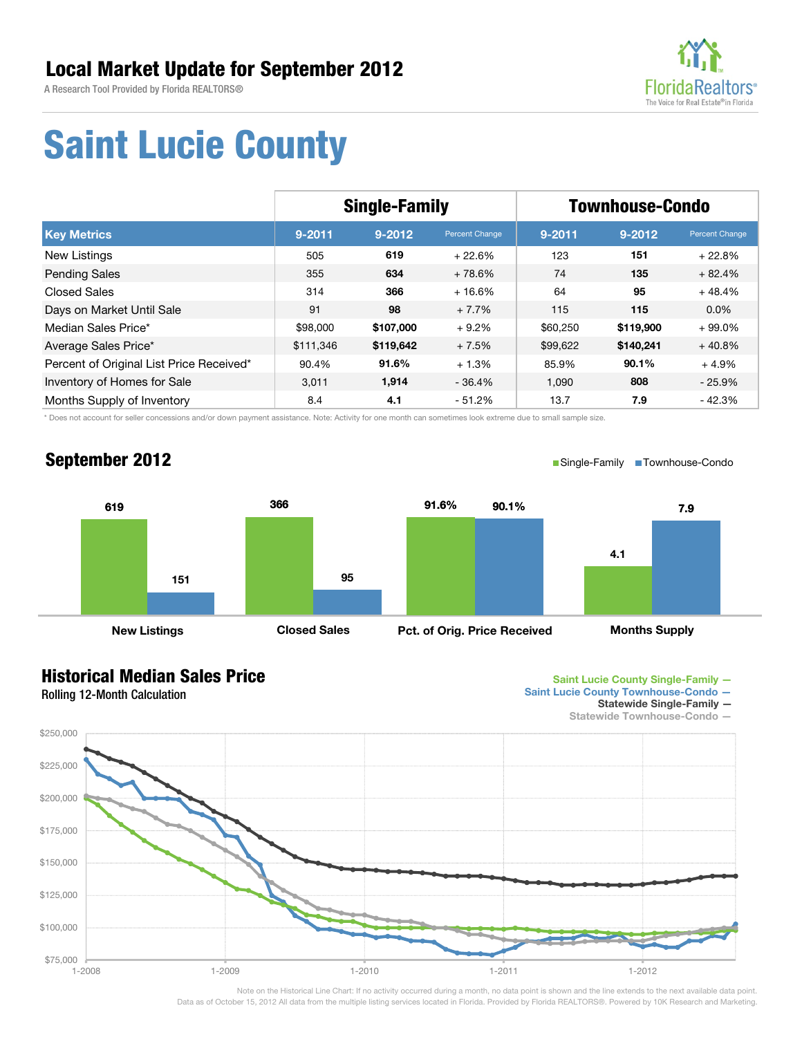# Local Market Update for September 2012

A Research Tool Provided by Florida REALTORS®

# Saint Lucie County

| Key Metrics | Single-Family | | | Townhouse-Condo | | |
|---|---|---|---|---|---|---|
| | 9-2011 | 9-2012 | Percent Change | 9-2011 | 9-2012 | Percent Change |
| New Listings | 505 | **619** | + 22.6% | 123 | **151** | + 22.8% |
| Pending Sales | 355 | **634** | + 78.6% | 74 | **135** | + 82.4% |
| Closed Sales | 314 | **366** | + 16.6% | 64 | **95** | + 48.4% |
| Days on Market Until Sale | 91 | **98** | + 7.7% | 115 | **115** | 0.0% |
| Median Sales Price* | $98,000 | **$107,000** | + 9.2% | $60,250 | **$119,900** | + 99.0% |
| Average Sales Price* | $111,346 | **$119,642** | + 7.5% | $99,622 | **$140,241** | + 40.8% |
| Percent of Original List Price Received* | 90.4% | **91.6%** | + 1.3% | 85.9% | **90.1%** | + 4.9% |
| Inventory of Homes for Sale | 3,011 | **1,914** | - 36.4% | 1,090 | **808** | - 25.9% |
| Months Supply of Inventory | 8.4 | **4.1** | - 51.2% | 13.7 | **7.9** | - 42.3% |

\* Does not account for seller concessions and/or down payment assistance. Note: Activity for one month can sometimes look extreme due to small sample size.

## September 2012

| | Single-Family | Townhouse-Condo |
|---|---|---|
| New Listings | 619 | 151 |
| Closed Sales | 366 | 95 |
| Pct. of Orig. Price Received | 91.6% | 90.1% |
| Months Supply | 4.1 | 7.9 |

## Historical Median Sales Price

Rolling 12-Month Calculation

Saint Lucie County Single-Family — Saint Lucie County Townhouse-Condo — Statewide Single-Family — Statewide Townhouse-Condo —

Note on the Historical Line Chart: If no activity occurred during a month, no data point is shown and the line extends to the next available data point.
Data as of October 15, 2012 All data from the multiple listing services located in Florida. Provided by Florida REALTORS®. Powered by 10K Research and Marketing.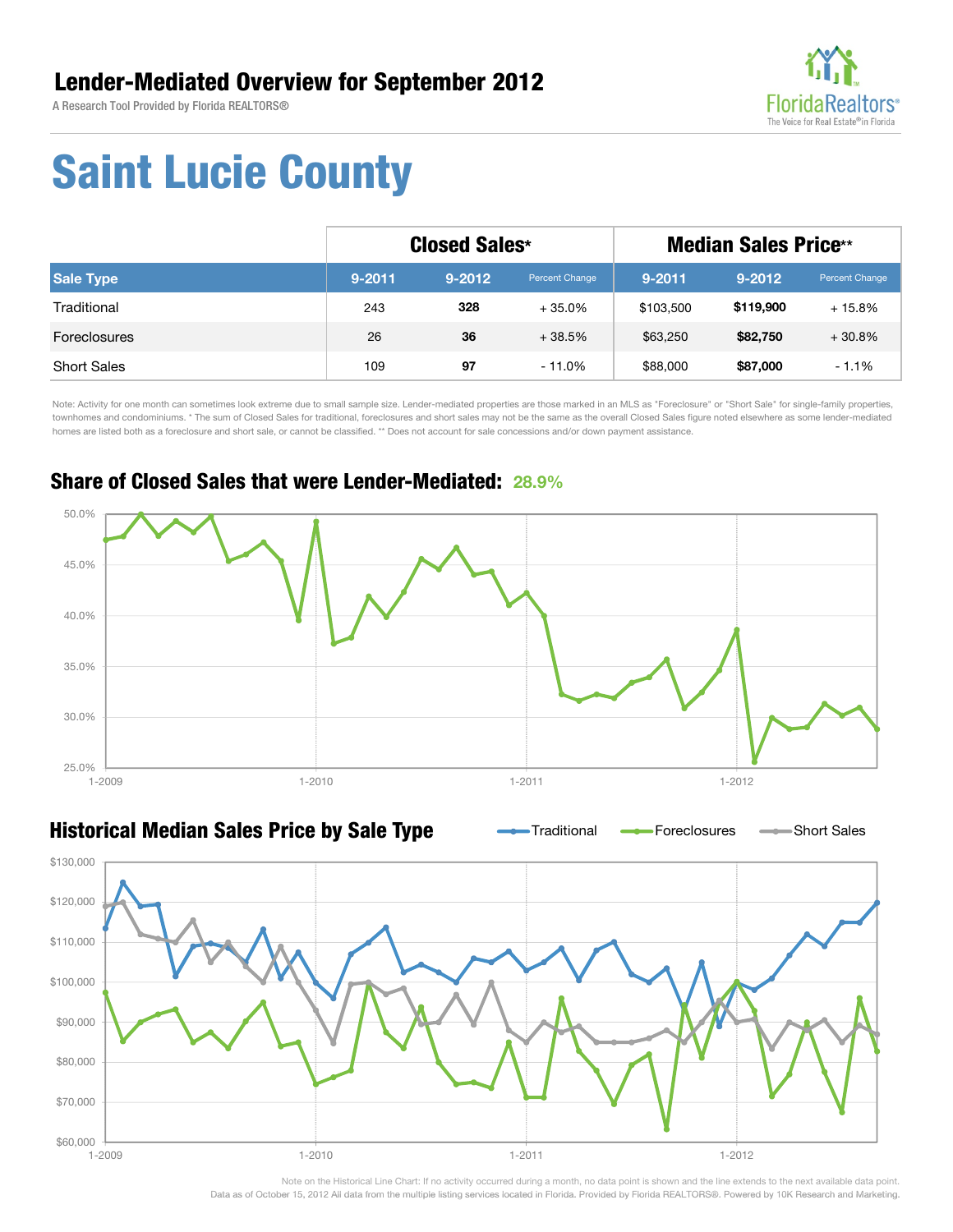# Lender-Mediated Overview for September 2012

A Research Tool Provided by Florida REALTORS®

# Saint Lucie County

| | Closed Sales* | | | Median Sales Price** | | |
|---|---|---|---|---|---|---|
| Sale Type | 9-2011 | 9-2012 | Percent Change | 9-2011 | 9-2012 | Percent Change |
| Traditional | 243 | **328** | + 35.0% | $103,500 | **$119,900** | + 15.8% |
| Foreclosures | 26 | **36** | + 38.5% | $63,250 | **$82,750** | + 30.8% |
| Short Sales | 109 | **97** | - 11.0% | $88,000 | **$87,000** | - 1.1% |

Note: Activity for one month can sometimes look extreme due to small sample size. Lender-mediated properties are those marked in an MLS as "Foreclosure" or "Short Sale" for single-family properties, townhomes and condominiums. * The sum of Closed Sales for traditional, foreclosures and short sales may not be the same as the overall Closed Sales figure noted elsewhere as some lender-mediated homes are listed both as a foreclosure and short sale, or cannot be classified. ** Does not account for sale concessions and/or down payment assistance.

## Share of Closed Sales that were Lender-Mediated: 28.9%

50.0%
45.0%
40.0%
35.0%
30.0%
25.0%
1-2009
1-2010
1-2011
1-2012

## Historical Median Sales Price by Sale Type

Traditional
Foreclosures
Short Sales

$130,000
$120,000
$110,000
$100,000
$90,000
$80,000
$70,000
$60,000
1-2009
1-2010
1-2011
1-2012

Note on the Historical Line Chart: If no activity occurred during a month, no data point is shown and the line extends to the next available data point.
Data as of October 15, 2012 All data from the multiple listing services located in Florida. Provided by Florida REALTORS®. Powered by 10K Research and Marketing.